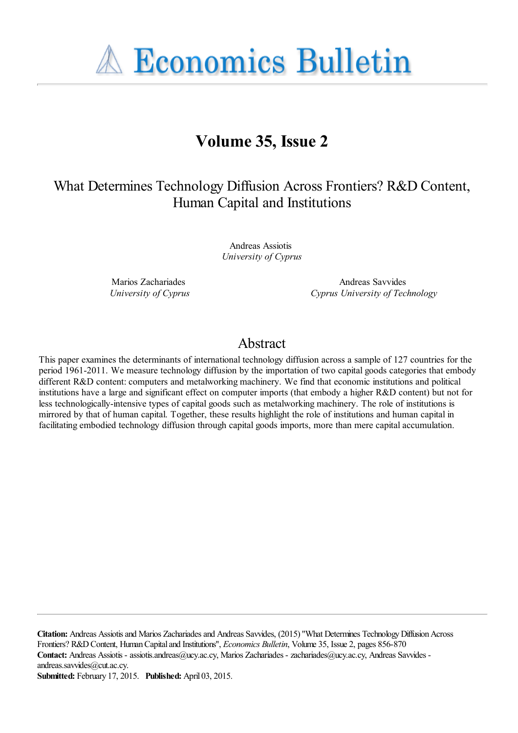# Economics Bulletin

## Volume 35, Issue 2

# What Determines Technology Diffusion Across Frontiers? R&D Content, Human Capital and Institutions

Andreas Assiotis
*University of Cyprus*

Marios Zachariades
*University of Cyprus*

Andreas Savvides
*Cyprus University of Technology*

## Abstract

This paper examines the determinants of international technology diffusion across a sample of 127 countries for the period 1961-2011. We measure technology diffusion by the importation of two capital goods categories that embody different R&D content: computers and metalworking machinery. We find that economic institutions and political institutions have a large and significant effect on computer imports (that embody a higher R&D content) but not for less technologically-intensive types of capital goods such as metalworking machinery. The role of institutions is mirrored by that of human capital. Together, these results highlight the role of institutions and human capital in facilitating embodied technology diffusion through capital goods imports, more than mere capital accumulation.

**Citation:** Andreas Assiotis and Marios Zachariades and Andreas Savvides, (2015) "What Determines Technology Diffusion Across Frontiers? R&D Content, Human Capital and Institutions", *Economics Bulletin*, Volume 35, Issue 2, pages 856-870
**Contact:** Andreas Assiotis - assiotis.andreas@ucy.ac.cy, Marios Zachariades - zachariades@ucy.ac.cy, Andreas Savvides - andreas.savvides@cut.ac.cy.
**Submitted:** February 17, 2015. **Published:** April 03, 2015.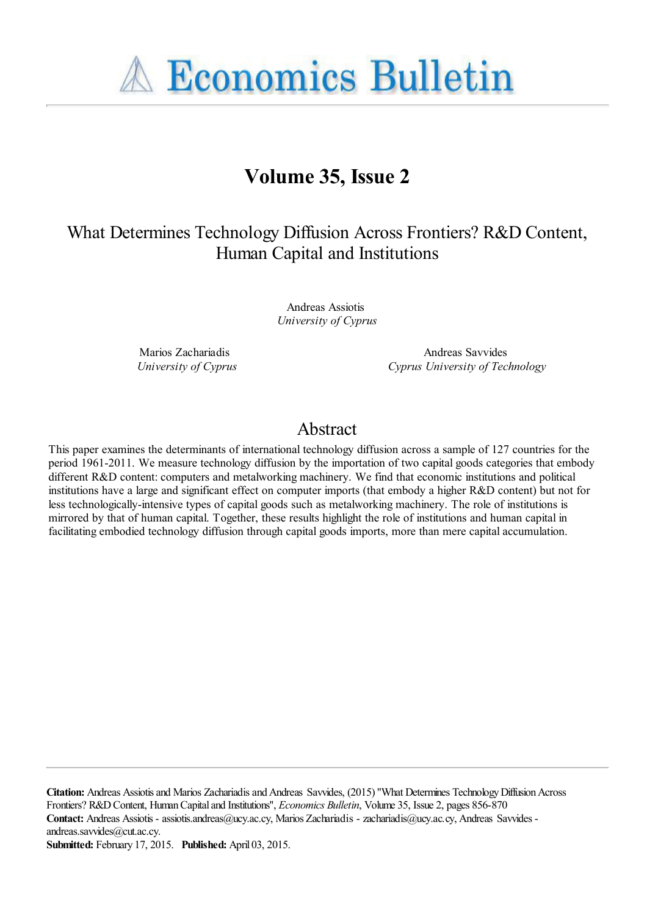# Volume 35, Issue 2

## What Determines Technology Diffusion Across Frontiers? R&D Content, Human Capital and Institutions

Andreas Assiotis
*University of Cyprus*

Marios Zachariadis
*University of Cyprus*

Andreas Savvides
*Cyprus University of Technology*

## Abstract

This paper examines the determinants of international technology diffusion across a sample of 127 countries for the period 1961-2011. We measure technology diffusion by the importation of two capital goods categories that embody different R&D content: computers and metalworking machinery. We find that economic institutions and political institutions have a large and significant effect on computer imports (that embody a higher R&D content) but not for less technologically-intensive types of capital goods such as metalworking machinery. The role of institutions is mirrored by that of human capital. Together, these results highlight the role of institutions and human capital in facilitating embodied technology diffusion through capital goods imports, more than mere capital accumulation.

**Citation:** Andreas Assiotis and Marios Zachariadis and Andreas Savvides, (2015) "What Determines Technology Diffusion Across Frontiers? R&D Content, Human Capital and Institutions", *Economics Bulletin*, Volume 35, Issue 2, pages 856-870
**Contact:** Andreas Assiotis - assiotis.andreas@ucy.ac.cy, Marios Zachariadis - zachariadis@ucy.ac.cy, Andreas Savvides - andreas.savvides@cut.ac.cy.
**Submitted:** February 17, 2015. **Published:** April 03, 2015.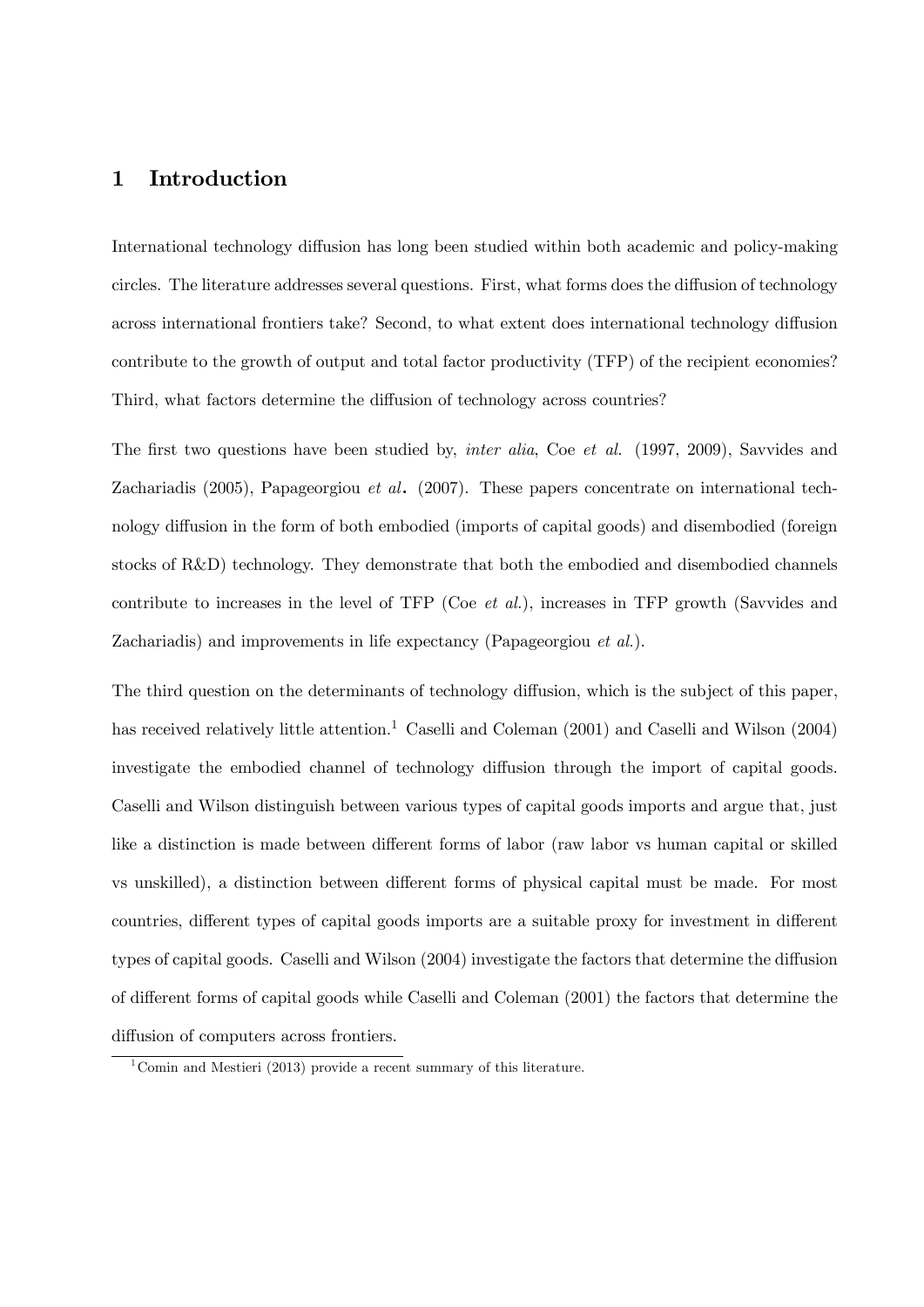# 1 Introduction

International technology diffusion has long been studied within both academic and policy-making circles. The literature addresses several questions. First, what forms does the diffusion of technology across international frontiers take? Second, to what extent does international technology diffusion contribute to the growth of output and total factor productivity (TFP) of the recipient economies? Third, what factors determine the diffusion of technology across countries?

The first two questions have been studied by, *inter alia*, Coe *et al.* (1997, 2009), Savvides and Zachariadis (2005), Papageorgiou *et al***.** (2007). These papers concentrate on international technology diffusion in the form of both embodied (imports of capital goods) and disembodied (foreign stocks of R&D) technology. They demonstrate that both the embodied and disembodied channels contribute to increases in the level of TFP (Coe *et al.*), increases in TFP growth (Savvides and Zachariadis) and improvements in life expectancy (Papageorgiou *et al.*).

The third question on the determinants of technology diffusion, which is the subject of this paper, has received relatively little attention.[1] Caselli and Coleman (2001) and Caselli and Wilson (2004) investigate the embodied channel of technology diffusion through the import of capital goods. Caselli and Wilson distinguish between various types of capital goods imports and argue that, just like a distinction is made between different forms of labor (raw labor vs human capital or skilled vs unskilled), a distinction between different forms of physical capital must be made. For most countries, different types of capital goods imports are a suitable proxy for investment in different types of capital goods. Caselli and Wilson (2004) investigate the factors that determine the diffusion of different forms of capital goods while Caselli and Coleman (2001) the factors that determine the diffusion of computers across frontiers.

[1] Comin and Mestieri (2013) provide a recent summary of this literature.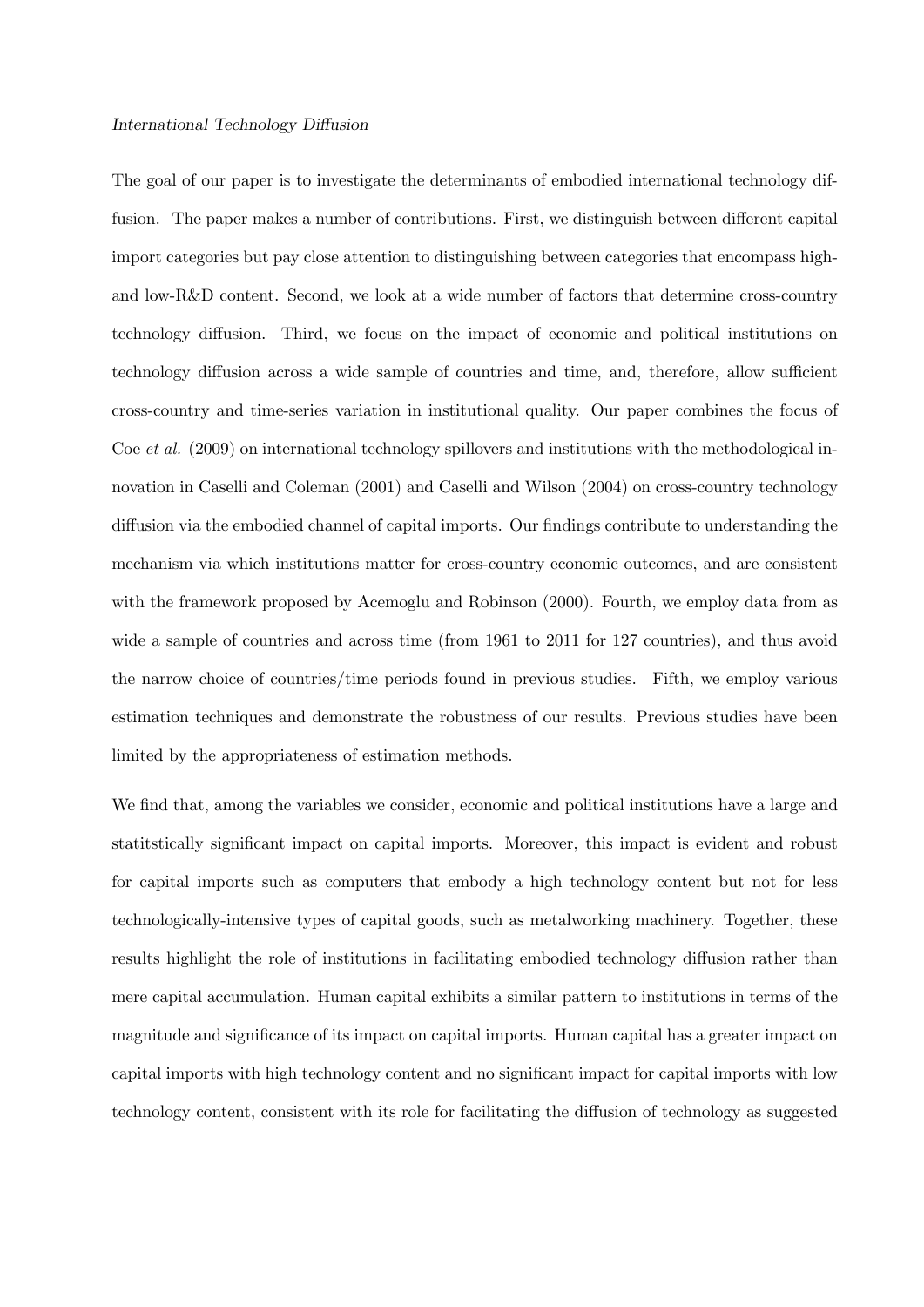The goal of our paper is to investigate the determinants of embodied international technology diffusion. The paper makes a number of contributions. First, we distinguish between different capital import categories but pay close attention to distinguishing between categories that encompass high- and low-R&D content. Second, we look at a wide number of factors that determine cross-country technology diffusion. Third, we focus on the impact of economic and political institutions on technology diffusion across a wide sample of countries and time, and, therefore, allow sufficient cross-country and time-series variation in institutional quality. Our paper combines the focus of Coe *et al.* (2009) on international technology spillovers and institutions with the methodological innovation in Caselli and Coleman (2001) and Caselli and Wilson (2004) on cross-country technology diffusion via the embodied channel of capital imports. Our findings contribute to understanding the mechanism via which institutions matter for cross-country economic outcomes, and are consistent with the framework proposed by Acemoglu and Robinson (2000). Fourth, we employ data from as wide a sample of countries and across time (from 1961 to 2011 for 127 countries), and thus avoid the narrow choice of countries/time periods found in previous studies. Fifth, we employ various estimation techniques and demonstrate the robustness of our results. Previous studies have been limited by the appropriateness of estimation methods.

We find that, among the variables we consider, economic and political institutions have a large and statitstically significant impact on capital imports. Moreover, this impact is evident and robust for capital imports such as computers that embody a high technology content but not for less technologically-intensive types of capital goods, such as metalworking machinery. Together, these results highlight the role of institutions in facilitating embodied technology diffusion rather than mere capital accumulation. Human capital exhibits a similar pattern to institutions in terms of the magnitude and significance of its impact on capital imports. Human capital has a greater impact on capital imports with high technology content and no significant impact for capital imports with low technology content, consistent with its role for facilitating the diffusion of technology as suggested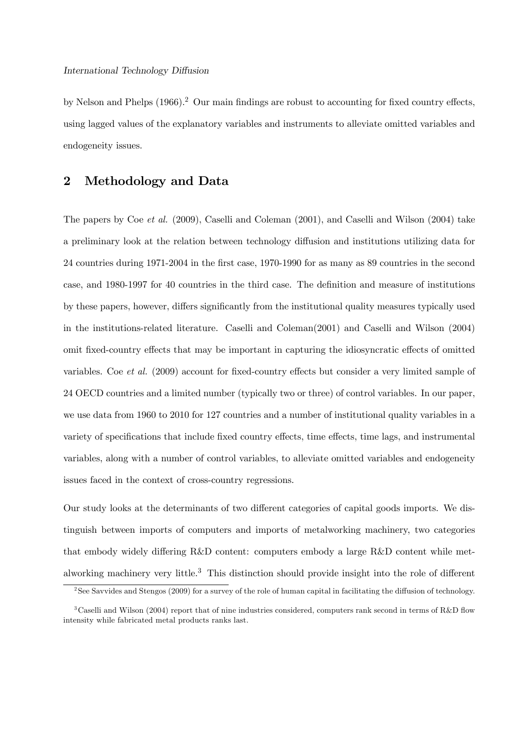by Nelson and Phelps (1966).[2] Our main findings are robust to accounting for fixed country effects, using lagged values of the explanatory variables and instruments to alleviate omitted variables and endogeneity issues.

## 2 Methodology and Data

The papers by Coe *et al.* (2009), Caselli and Coleman (2001), and Caselli and Wilson (2004) take a preliminary look at the relation between technology diffusion and institutions utilizing data for 24 countries during 1971-2004 in the first case, 1970-1990 for as many as 89 countries in the second case, and 1980-1997 for 40 countries in the third case. The definition and measure of institutions by these papers, however, differs significantly from the institutional quality measures typically used in the institutions-related literature. Caselli and Coleman(2001) and Caselli and Wilson (2004) omit fixed-country effects that may be important in capturing the idiosyncratic effects of omitted variables. Coe *et al.* (2009) account for fixed-country effects but consider a very limited sample of 24 OECD countries and a limited number (typically two or three) of control variables. In our paper, we use data from 1960 to 2010 for 127 countries and a number of institutional quality variables in a variety of specifications that include fixed country effects, time effects, time lags, and instrumental variables, along with a number of control variables, to alleviate omitted variables and endogeneity issues faced in the context of cross-country regressions.

Our study looks at the determinants of two different categories of capital goods imports. We distinguish between imports of computers and imports of metalworking machinery, two categories that embody widely differing R&D content: computers embody a large R&D content while metalworking machinery very little.[3] This distinction should provide insight into the role of different

[2] See Savvides and Stengos (2009) for a survey of the role of human capital in facilitating the diffusion of technology.

[3] Caselli and Wilson (2004) report that of nine industries considered, computers rank second in terms of R&D flow intensity while fabricated metal products ranks last.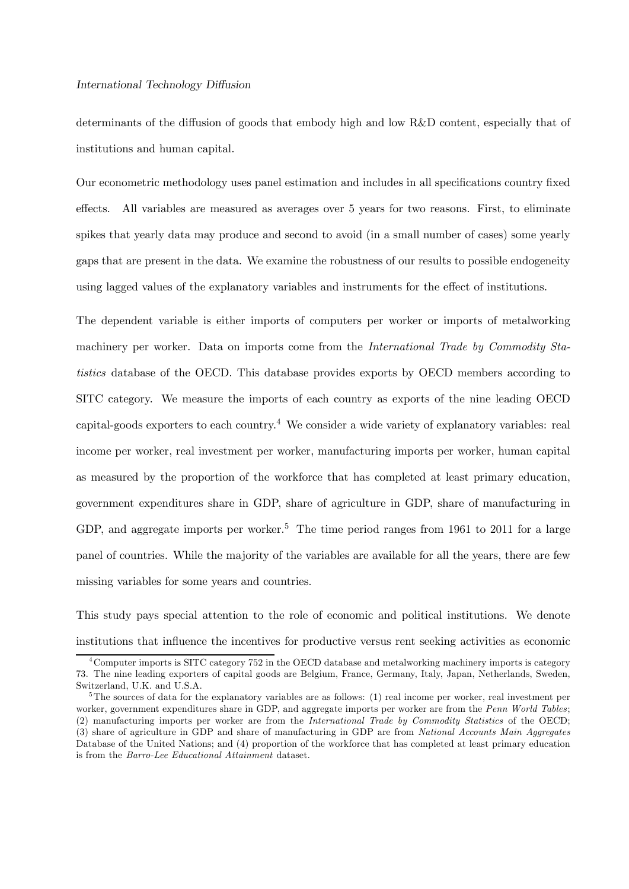determinants of the diffusion of goods that embody high and low R&D content, especially that of institutions and human capital.

Our econometric methodology uses panel estimation and includes in all specifications country fixed effects. All variables are measured as averages over 5 years for two reasons. First, to eliminate spikes that yearly data may produce and second to avoid (in a small number of cases) some yearly gaps that are present in the data. We examine the robustness of our results to possible endogeneity using lagged values of the explanatory variables and instruments for the effect of institutions.

The dependent variable is either imports of computers per worker or imports of metalworking machinery per worker. Data on imports come from the *International Trade by Commodity Statistics* database of the OECD. This database provides exports by OECD members according to SITC category. We measure the imports of each country as exports of the nine leading OECD capital-goods exporters to each country.[4] We consider a wide variety of explanatory variables: real income per worker, real investment per worker, manufacturing imports per worker, human capital as measured by the proportion of the workforce that has completed at least primary education, government expenditures share in GDP, share of agriculture in GDP, share of manufacturing in GDP, and aggregate imports per worker.[5] The time period ranges from 1961 to 2011 for a large panel of countries. While the majority of the variables are available for all the years, there are few missing variables for some years and countries.

This study pays special attention to the role of economic and political institutions. We denote institutions that influence the incentives for productive versus rent seeking activities as economic

[4] Computer imports is SITC category 752 in the OECD database and metalworking machinery imports is category 73. The nine leading exporters of capital goods are Belgium, France, Germany, Italy, Japan, Netherlands, Sweden, Switzerland, U.K. and U.S.A.

[5] The sources of data for the explanatory variables are as follows: (1) real income per worker, real investment per worker, government expenditures share in GDP, and aggregate imports per worker are from the *Penn World Tables*; (2) manufacturing imports per worker are from the *International Trade by Commodity Statistics* of the OECD; (3) share of agriculture in GDP and share of manufacturing in GDP are from *National Accounts Main Aggregates* Database of the United Nations; and (4) proportion of the workforce that has completed at least primary education is from the *Barro-Lee Educational Attainment* dataset.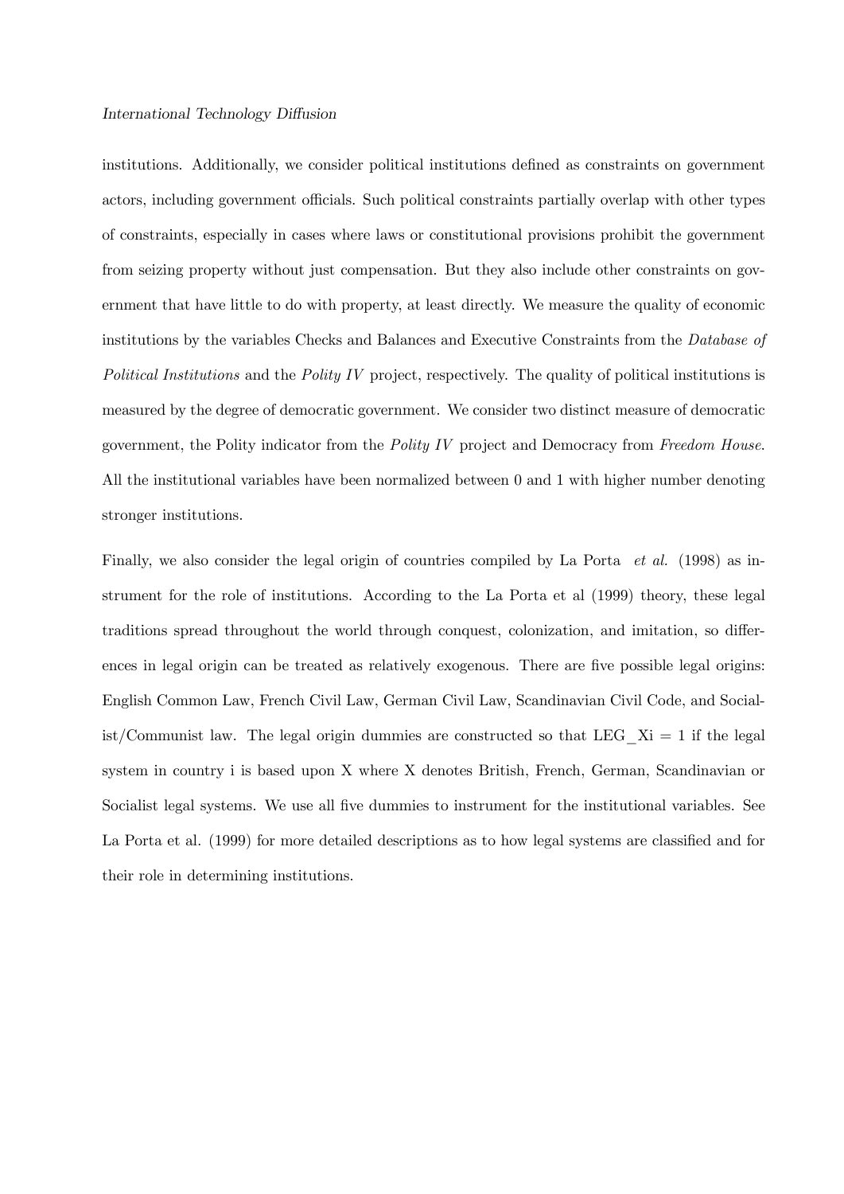institutions. Additionally, we consider political institutions defined as constraints on government actors, including government officials. Such political constraints partially overlap with other types of constraints, especially in cases where laws or constitutional provisions prohibit the government from seizing property without just compensation. But they also include other constraints on government that have little to do with property, at least directly. We measure the quality of economic institutions by the variables Checks and Balances and Executive Constraints from the *Database of Political Institutions* and the *Polity IV* project, respectively. The quality of political institutions is measured by the degree of democratic government. We consider two distinct measure of democratic government, the Polity indicator from the *Polity IV* project and Democracy from *Freedom House*. All the institutional variables have been normalized between 0 and 1 with higher number denoting stronger institutions.

Finally, we also consider the legal origin of countries compiled by La Porta *et al.* (1998) as instrument for the role of institutions. According to the La Porta et al (1999) theory, these legal traditions spread throughout the world through conquest, colonization, and imitation, so differences in legal origin can be treated as relatively exogenous. There are five possible legal origins: English Common Law, French Civil Law, German Civil Law, Scandinavian Civil Code, and Socialist/Communist law. The legal origin dummies are constructed so that LEG_Xi = 1 if the legal system in country i is based upon X where X denotes British, French, German, Scandinavian or Socialist legal systems. We use all five dummies to instrument for the institutional variables. See La Porta et al. (1999) for more detailed descriptions as to how legal systems are classified and for their role in determining institutions.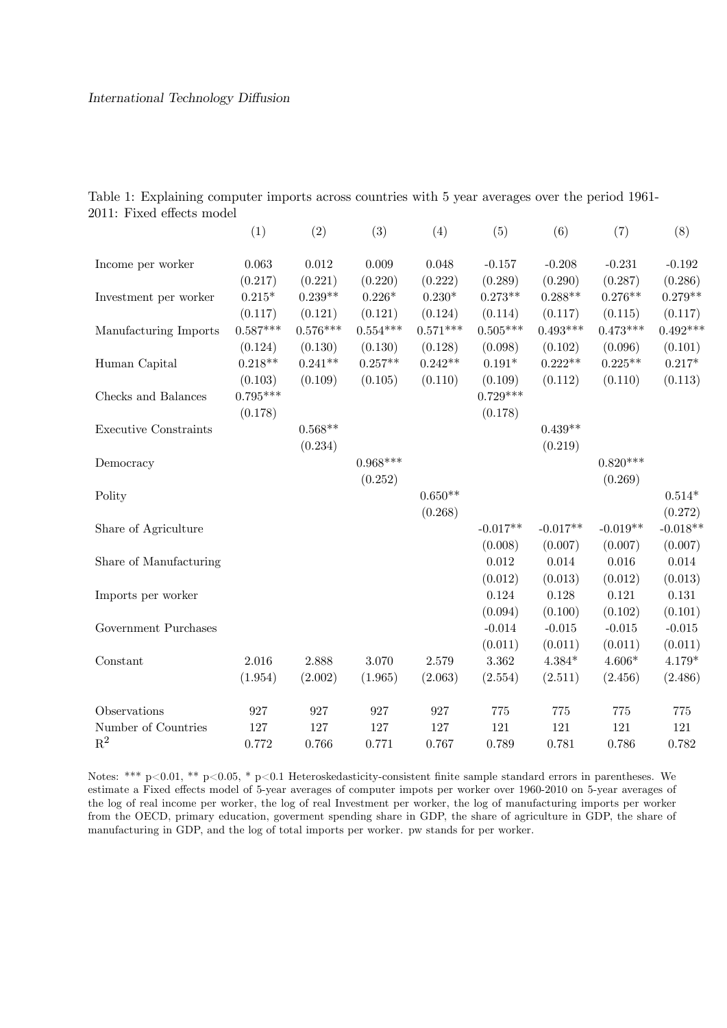Table 1: Explaining computer imports across countries with 5 year averages over the period 1961-2011: Fixed effects model

| | (1) | (2) | (3) | (4) | (5) | (6) | (7) | (8) |
|---|---|---|---|---|---|---|---|---|
| Income per worker | 0.063 | 0.012 | 0.009 | 0.048 | -0.157 | -0.208 | -0.231 | -0.192 |
| | (0.217) | (0.221) | (0.220) | (0.222) | (0.289) | (0.290) | (0.287) | (0.286) |
| Investment per worker | 0.215* | 0.239** | 0.226* | 0.230* | 0.273** | 0.288** | 0.276** | 0.279** |
| | (0.117) | (0.121) | (0.121) | (0.124) | (0.114) | (0.117) | (0.115) | (0.117) |
| Manufacturing Imports | 0.587*** | 0.576*** | 0.554*** | 0.571*** | 0.505*** | 0.493*** | 0.473*** | 0.492*** |
| | (0.124) | (0.130) | (0.130) | (0.128) | (0.098) | (0.102) | (0.096) | (0.101) |
| Human Capital | 0.218** | 0.241** | 0.257** | 0.242** | 0.191* | 0.222** | 0.225** | 0.217* |
| | (0.103) | (0.109) | (0.105) | (0.110) | (0.109) | (0.112) | (0.110) | (0.113) |
| Checks and Balances | 0.795*** | | | | 0.729*** | | | |
| | (0.178) | | | | (0.178) | | | |
| Executive Constraints | | 0.568** | | | | 0.439** | | |
| | | (0.234) | | | | (0.219) | | |
| Democracy | | | 0.968*** | | | | 0.820*** | |
| | | | (0.252) | | | | (0.269) | |
| Polity | | | | 0.650** | | | | 0.514* |
| | | | | (0.268) | | | | (0.272) |
| Share of Agriculture | | | | | -0.017** | -0.017** | -0.019** | -0.018** |
| | | | | | (0.008) | (0.007) | (0.007) | (0.007) |
| Share of Manufacturing | | | | | 0.012 | 0.014 | 0.016 | 0.014 |
| | | | | | (0.012) | (0.013) | (0.012) | (0.013) |
| Imports per worker | | | | | 0.124 | 0.128 | 0.121 | 0.131 |
| | | | | | (0.094) | (0.100) | (0.102) | (0.101) |
| Government Purchases | | | | | -0.014 | -0.015 | -0.015 | -0.015 |
| | | | | | (0.011) | (0.011) | (0.011) | (0.011) |
| Constant | 2.016 | 2.888 | 3.070 | 2.579 | 3.362 | 4.384* | 4.606* | 4.179* |
| | (1.954) | (2.002) | (1.965) | (2.063) | (2.554) | (2.511) | (2.456) | (2.486) |
| Observations | 927 | 927 | 927 | 927 | 775 | 775 | 775 | 775 |
| Number of Countries | 127 | 127 | 127 | 127 | 121 | 121 | 121 | 121 |
| $R^2$ | 0.772 | 0.766 | 0.771 | 0.767 | 0.789 | 0.781 | 0.786 | 0.782 |

Notes: *** p<0.01, ** p<0.05, * p<0.1 Heteroskedasticity-consistent finite sample standard errors in parentheses. We estimate a Fixed effects model of 5-year averages of computer impots per worker over 1960-2010 on 5-year averages of the log of real income per worker, the log of real Investment per worker, the log of manufacturing imports per worker from the OECD, primary education, goverment spending share in GDP, the share of agriculture in GDP, the share of manufacturing in GDP, and the log of total imports per worker. pw stands for per worker.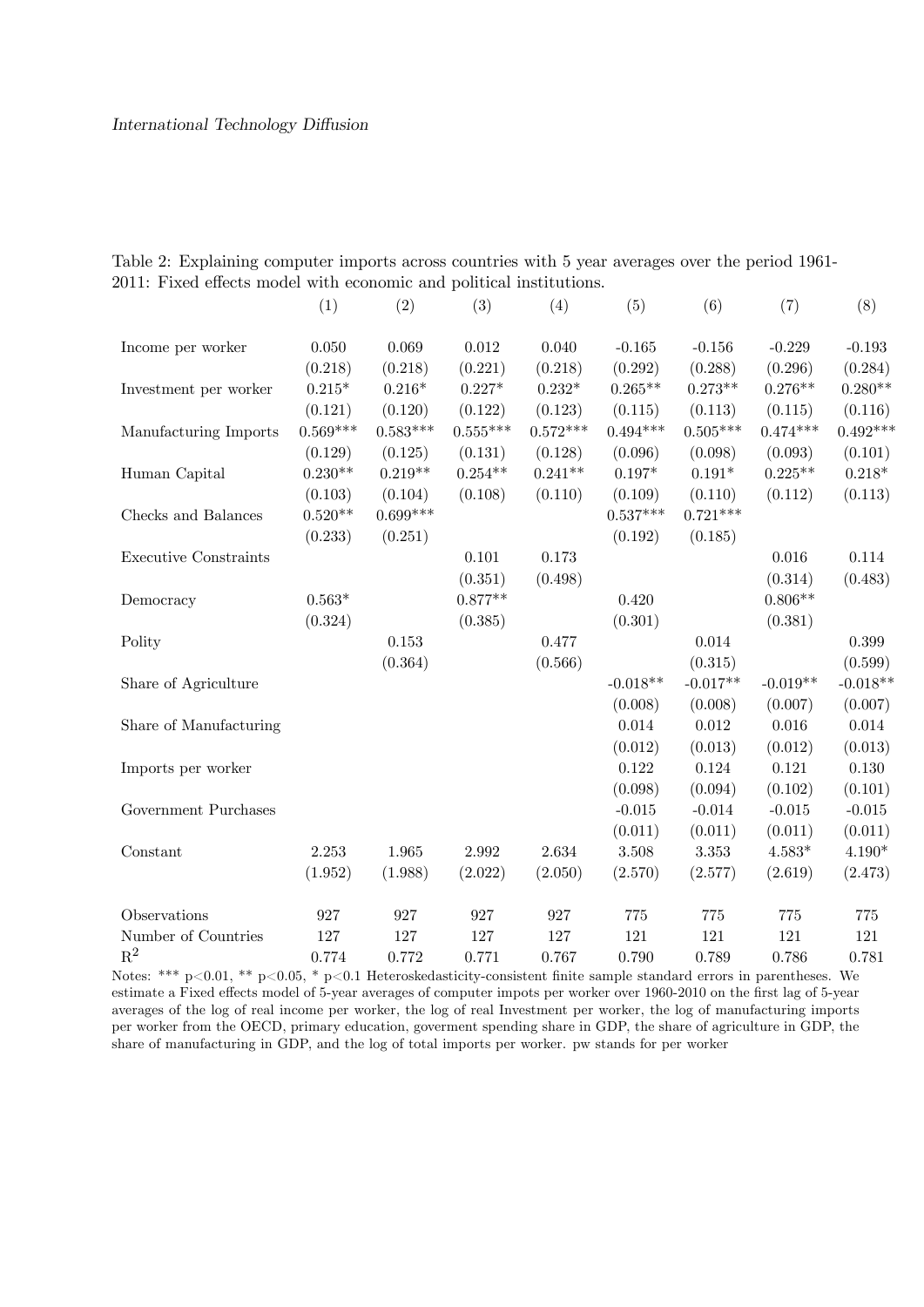Table 2: Explaining computer imports across countries with 5 year averages over the period 1961-2011: Fixed effects model with economic and political institutions.

| | (1) | (2) | (3) | (4) | (5) | (6) | (7) | (8) |
|---|---|---|---|---|---|---|---|---|
| Income per worker | 0.050 | 0.069 | 0.012 | 0.040 | -0.165 | -0.156 | -0.229 | -0.193 |
| | (0.218) | (0.218) | (0.221) | (0.218) | (0.292) | (0.288) | (0.296) | (0.284) |
| Investment per worker | 0.215* | 0.216* | 0.227* | 0.232* | 0.265** | 0.273** | 0.276** | 0.280** |
| | (0.121) | (0.120) | (0.122) | (0.123) | (0.115) | (0.113) | (0.115) | (0.116) |
| Manufacturing Imports | 0.569*** | 0.583*** | 0.555*** | 0.572*** | 0.494*** | 0.505*** | 0.474*** | 0.492*** |
| | (0.129) | (0.125) | (0.131) | (0.128) | (0.096) | (0.098) | (0.093) | (0.101) |
| Human Capital | 0.230** | 0.219** | 0.254** | 0.241** | 0.197* | 0.191* | 0.225** | 0.218* |
| | (0.103) | (0.104) | (0.108) | (0.110) | (0.109) | (0.110) | (0.112) | (0.113) |
| Checks and Balances | 0.520** | 0.699*** | | | 0.537*** | 0.721*** | | |
| | (0.233) | (0.251) | | | (0.192) | (0.185) | | |
| Executive Constraints | | | 0.101 | 0.173 | | | 0.016 | 0.114 |
| | | | (0.351) | (0.498) | | | (0.314) | (0.483) |
| Democracy | 0.563* | | 0.877** | | 0.420 | | 0.806** | |
| | (0.324) | | (0.385) | | (0.301) | | (0.381) | |
| Polity | | 0.153 | | 0.477 | | 0.014 | | 0.399 |
| | | (0.364) | | (0.566) | | (0.315) | | (0.599) |
| Share of Agriculture | | | | | -0.018** | -0.017** | -0.019** | -0.018** |
| | | | | | (0.008) | (0.008) | (0.007) | (0.007) |
| Share of Manufacturing | | | | | 0.014 | 0.012 | 0.016 | 0.014 |
| | | | | | (0.012) | (0.013) | (0.012) | (0.013) |
| Imports per worker | | | | | 0.122 | 0.124 | 0.121 | 0.130 |
| | | | | | (0.098) | (0.094) | (0.102) | (0.101) |
| Government Purchases | | | | | -0.015 | -0.014 | -0.015 | -0.015 |
| | | | | | (0.011) | (0.011) | (0.011) | (0.011) |
| Constant | 2.253 | 1.965 | 2.992 | 2.634 | 3.508 | 3.353 | 4.583* | 4.190* |
| | (1.952) | (1.988) | (2.022) | (2.050) | (2.570) | (2.577) | (2.619) | (2.473) |
| Observations | 927 | 927 | 927 | 927 | 775 | 775 | 775 | 775 |
| Number of Countries | 127 | 127 | 127 | 127 | 121 | 121 | 121 | 121 |
| $R^2$ | 0.774 | 0.772 | 0.771 | 0.767 | 0.790 | 0.789 | 0.786 | 0.781 |

Notes: *** p<0.01, ** p<0.05, * p<0.1 Heteroskedasticity-consistent finite sample standard errors in parentheses. We estimate a Fixed effects model of 5-year averages of computer impots per worker over 1960-2010 on the first lag of 5-year averages of the log of real income per worker, the log of real Investment per worker, the log of manufacturing imports per worker from the OECD, primary education, goverment spending share in GDP, the share of agriculture in GDP, the share of manufacturing in GDP, and the log of total imports per worker. pw stands for per worker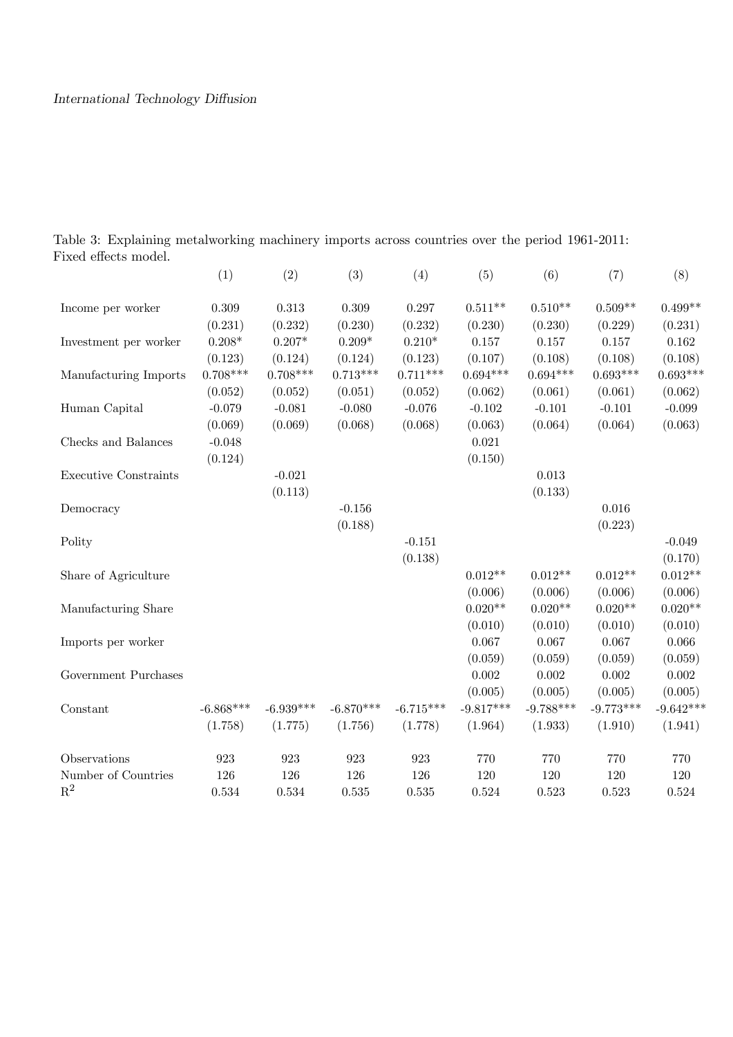Table 3: Explaining metalworking machinery imports across countries over the period 1961-2011: Fixed effects model.

| | (1) | (2) | (3) | (4) | (5) | (6) | (7) | (8) |
|---|---|---|---|---|---|---|---|---|
| Income per worker | 0.309 | 0.313 | 0.309 | 0.297 | 0.511** | 0.510** | 0.509** | 0.499** |
| | (0.231) | (0.232) | (0.230) | (0.232) | (0.230) | (0.230) | (0.229) | (0.231) |
| Investment per worker | 0.208* | 0.207* | 0.209* | 0.210* | 0.157 | 0.157 | 0.157 | 0.162 |
| | (0.123) | (0.124) | (0.124) | (0.123) | (0.107) | (0.108) | (0.108) | (0.108) |
| Manufacturing Imports | 0.708*** | 0.708*** | 0.713*** | 0.711*** | 0.694*** | 0.694*** | 0.693*** | 0.693*** |
| | (0.052) | (0.052) | (0.051) | (0.052) | (0.062) | (0.061) | (0.061) | (0.062) |
| Human Capital | -0.079 | -0.081 | -0.080 | -0.076 | -0.102 | -0.101 | -0.101 | -0.099 |
| | (0.069) | (0.069) | (0.068) | (0.068) | (0.063) | (0.064) | (0.064) | (0.063) |
| Checks and Balances | -0.048 | | | | 0.021 | | | |
| | (0.124) | | | | (0.150) | | | |
| Executive Constraints | | -0.021 | | | | 0.013 | | |
| | | (0.113) | | | | (0.133) | | |
| Democracy | | | -0.156 | | | | 0.016 | |
| | | | (0.188) | | | | (0.223) | |
| Polity | | | | -0.151 | | | | -0.049 |
| | | | | (0.138) | | | | (0.170) |
| Share of Agriculture | | | | | 0.012** | 0.012** | 0.012** | 0.012** |
| | | | | | (0.006) | (0.006) | (0.006) | (0.006) |
| Manufacturing Share | | | | | 0.020** | 0.020** | 0.020** | 0.020** |
| | | | | | (0.010) | (0.010) | (0.010) | (0.010) |
| Imports per worker | | | | | 0.067 | 0.067 | 0.067 | 0.066 |
| | | | | | (0.059) | (0.059) | (0.059) | (0.059) |
| Government Purchases | | | | | 0.002 | 0.002 | 0.002 | 0.002 |
| | | | | | (0.005) | (0.005) | (0.005) | (0.005) |
| Constant | -6.868*** | -6.939*** | -6.870*** | -6.715*** | -9.817*** | -9.788*** | -9.773*** | -9.642*** |
| | (1.758) | (1.775) | (1.756) | (1.778) | (1.964) | (1.933) | (1.910) | (1.941) |
| Observations | 923 | 923 | 923 | 923 | 770 | 770 | 770 | 770 |
| Number of Countries | 126 | 126 | 126 | 126 | 120 | 120 | 120 | 120 |
| $R^2$ | 0.534 | 0.534 | 0.535 | 0.535 | 0.524 | 0.523 | 0.523 | 0.524 |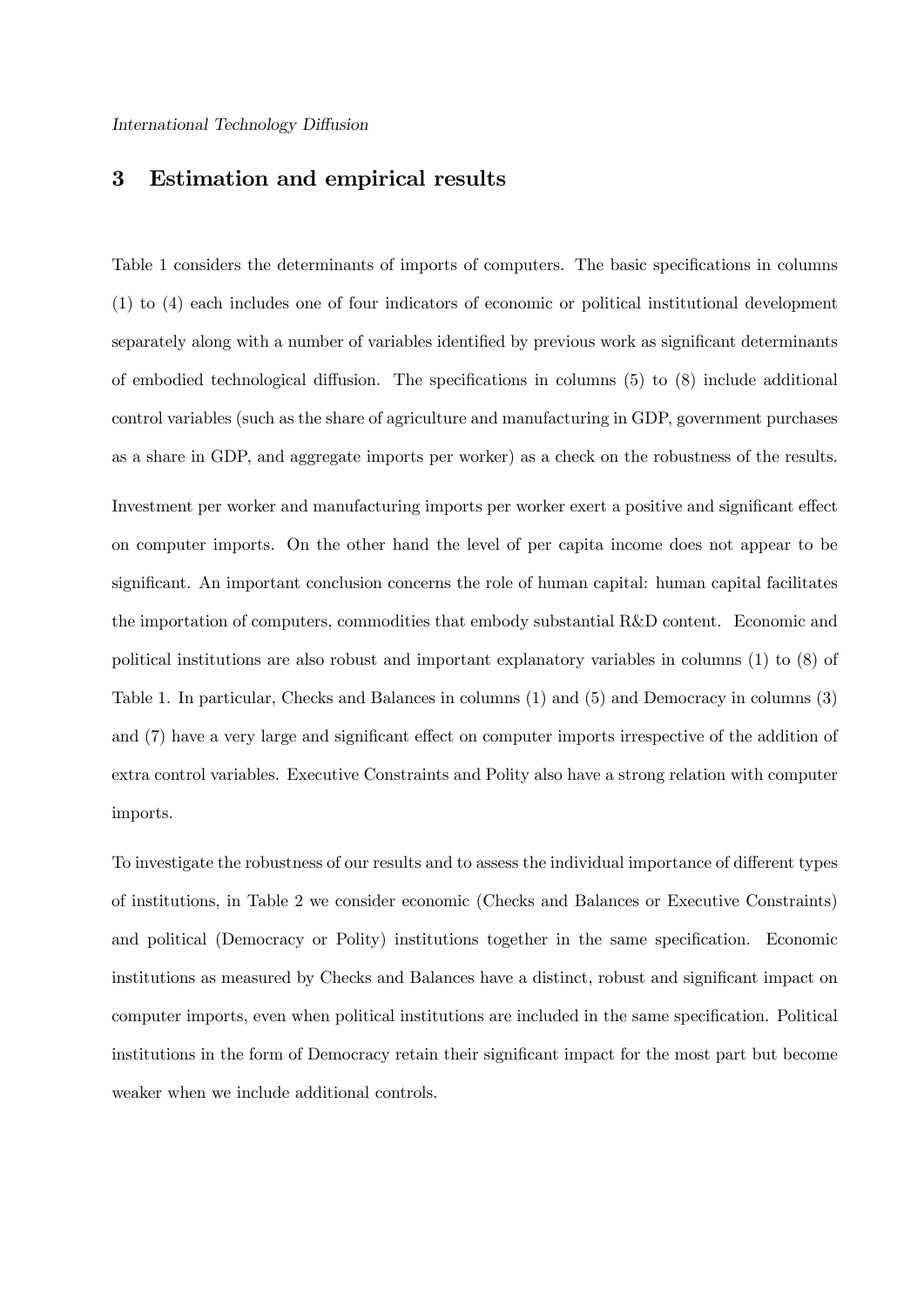## 3 Estimation and empirical results

Table 1 considers the determinants of imports of computers. The basic specifications in columns (1) to (4) each includes one of four indicators of economic or political institutional development separately along with a number of variables identified by previous work as significant determinants of embodied technological diffusion. The specifications in columns (5) to (8) include additional control variables (such as the share of agriculture and manufacturing in GDP, government purchases as a share in GDP, and aggregate imports per worker) as a check on the robustness of the results.

Investment per worker and manufacturing imports per worker exert a positive and significant effect on computer imports. On the other hand the level of per capita income does not appear to be significant. An important conclusion concerns the role of human capital: human capital facilitates the importation of computers, commodities that embody substantial R&D content. Economic and political institutions are also robust and important explanatory variables in columns (1) to (8) of Table 1. In particular, Checks and Balances in columns (1) and (5) and Democracy in columns (3) and (7) have a very large and significant effect on computer imports irrespective of the addition of extra control variables. Executive Constraints and Polity also have a strong relation with computer imports.

To investigate the robustness of our results and to assess the individual importance of different types of institutions, in Table 2 we consider economic (Checks and Balances or Executive Constraints) and political (Democracy or Polity) institutions together in the same specification. Economic institutions as measured by Checks and Balances have a distinct, robust and significant impact on computer imports, even when political institutions are included in the same specification. Political institutions in the form of Democracy retain their significant impact for the most part but become weaker when we include additional controls.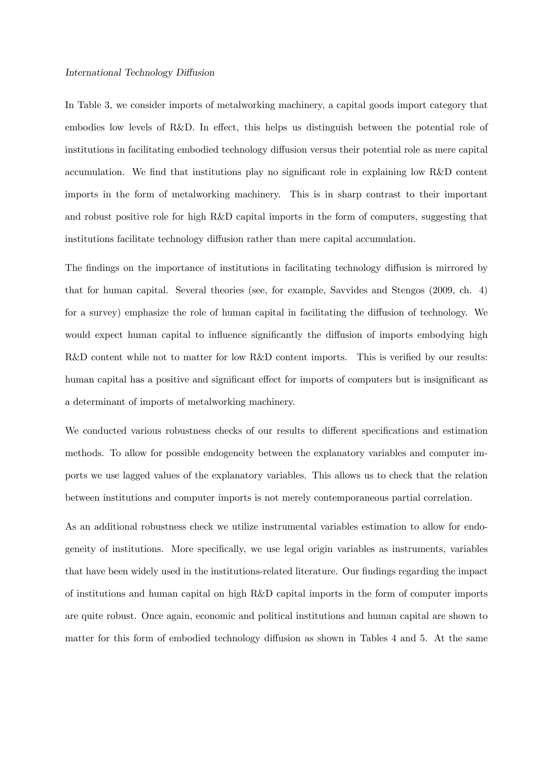*International Technology Diffusion*

In Table 3, we consider imports of metalworking machinery, a capital goods import category that embodies low levels of R&D. In effect, this helps us distinguish between the potential role of institutions in facilitating embodied technology diffusion versus their potential role as mere capital accumulation. We find that institutions play no significant role in explaining low R&D content imports in the form of metalworking machinery. This is in sharp contrast to their important and robust positive role for high R&D capital imports in the form of computers, suggesting that institutions facilitate technology diffusion rather than mere capital accumulation.

The findings on the importance of institutions in facilitating technology diffusion is mirrored by that for human capital. Several theories (see, for example, Savvides and Stengos (2009, ch. 4) for a survey) emphasize the role of human capital in facilitating the diffusion of technology. We would expect human capital to influence significantly the diffusion of imports embodying high R&D content while not to matter for low R&D content imports. This is verified by our results: human capital has a positive and significant effect for imports of computers but is insignificant as a determinant of imports of metalworking machinery.

We conducted various robustness checks of our results to different specifications and estimation methods. To allow for possible endogeneity between the explanatory variables and computer imports we use lagged values of the explanatory variables. This allows us to check that the relation between institutions and computer imports is not merely contemporaneous partial correlation.

As an additional robustness check we utilize instrumental variables estimation to allow for endogeneity of institutions. More specifically, we use legal origin variables as instruments, variables that have been widely used in the institutions-related literature. Our findings regarding the impact of institutions and human capital on high R&D capital imports in the form of computer imports are quite robust. Once again, economic and political institutions and human capital are shown to matter for this form of embodied technology diffusion as shown in Tables 4 and 5. At the same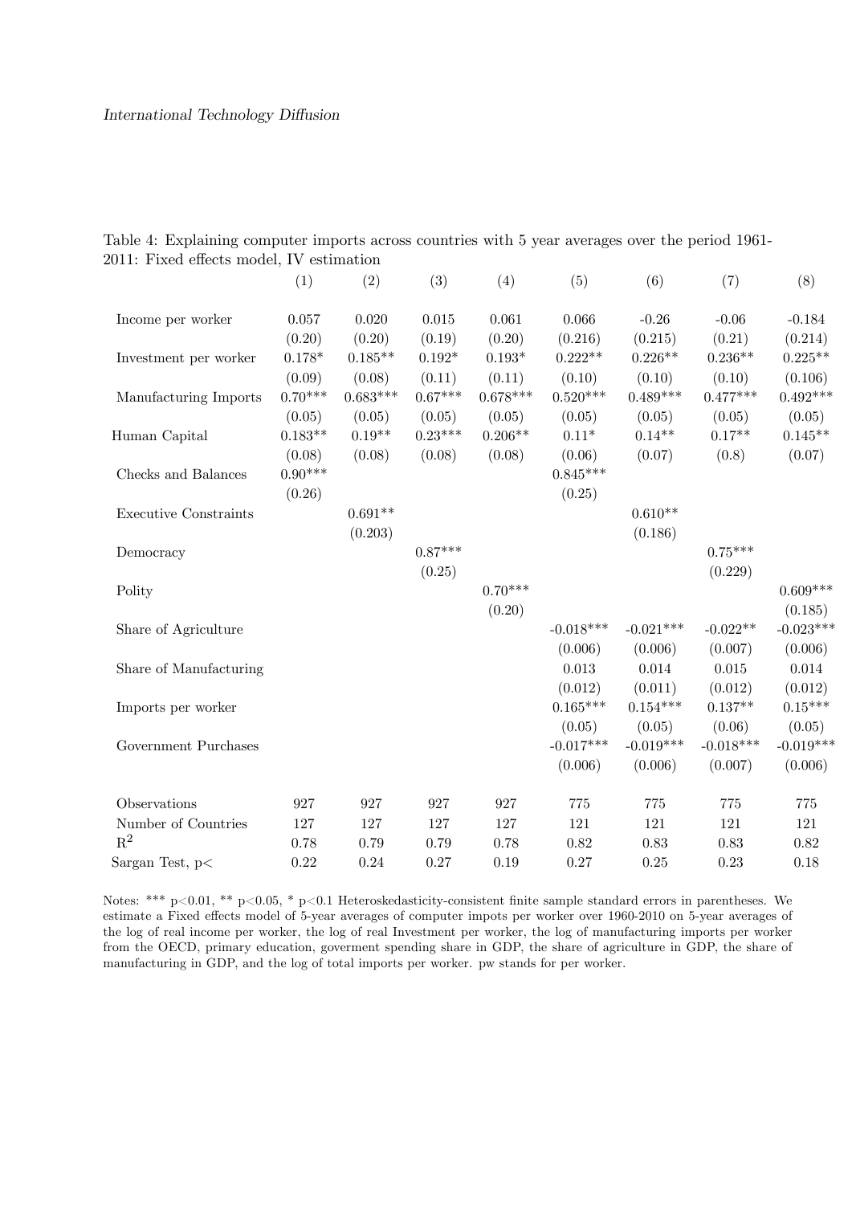Table 4: Explaining computer imports across countries with 5 year averages over the period 1961-2011: Fixed effects model, IV estimation

| | (1) | (2) | (3) | (4) | (5) | (6) | (7) | (8) |
|---|---|---|---|---|---|---|---|---|
| Income per worker | 0.057 | 0.020 | 0.015 | 0.061 | 0.066 | -0.26 | -0.06 | -0.184 |
| | (0.20) | (0.20) | (0.19) | (0.20) | (0.216) | (0.215) | (0.21) | (0.214) |
| Investment per worker | 0.178* | 0.185** | 0.192* | 0.193* | 0.222** | 0.226** | 0.236** | 0.225** |
| | (0.09) | (0.08) | (0.11) | (0.11) | (0.10) | (0.10) | (0.10) | (0.106) |
| Manufacturing Imports | 0.70*** | 0.683*** | 0.67*** | 0.678*** | 0.520*** | 0.489*** | 0.477*** | 0.492*** |
| | (0.05) | (0.05) | (0.05) | (0.05) | (0.05) | (0.05) | (0.05) | (0.05) |
| Human Capital | 0.183** | 0.19** | 0.23*** | 0.206** | 0.11* | 0.14** | 0.17** | 0.145** |
| | (0.08) | (0.08) | (0.08) | (0.08) | (0.06) | (0.07) | (0.8) | (0.07) |
| Checks and Balances | 0.90*** | | | | 0.845*** | | | |
| | (0.26) | | | | (0.25) | | | |
| Executive Constraints | | 0.691** | | | | 0.610** | | |
| | | (0.203) | | | | (0.186) | | |
| Democracy | | | 0.87*** | | | | 0.75*** | |
| | | | (0.25) | | | | (0.229) | |
| Polity | | | | 0.70*** | | | | 0.609*** |
| | | | | (0.20) | | | | (0.185) |
| Share of Agriculture | | | | | -0.018*** | -0.021*** | -0.022** | -0.023*** |
| | | | | | (0.006) | (0.006) | (0.007) | (0.006) |
| Share of Manufacturing | | | | | 0.013 | 0.014 | 0.015 | 0.014 |
| | | | | | (0.012) | (0.011) | (0.012) | (0.012) |
| Imports per worker | | | | | 0.165*** | 0.154*** | 0.137** | 0.15*** |
| | | | | | (0.05) | (0.05) | (0.06) | (0.05) |
| Government Purchases | | | | | -0.017*** | -0.019*** | -0.018*** | -0.019*** |
| | | | | | (0.006) | (0.006) | (0.007) | (0.006) |
| Observations | 927 | 927 | 927 | 927 | 775 | 775 | 775 | 775 |
| Number of Countries | 127 | 127 | 127 | 127 | 121 | 121 | 121 | 121 |
| $R^2$ | 0.78 | 0.79 | 0.79 | 0.78 | 0.82 | 0.83 | 0.83 | 0.82 |
| Sargan Test, p< | 0.22 | 0.24 | 0.27 | 0.19 | 0.27 | 0.25 | 0.23 | 0.18 |

Notes: *** $p<0.01$, ** $p<0.05$, * $p<0.1$ Heteroskedasticity-consistent finite sample standard errors in parentheses. We estimate a Fixed effects model of 5-year averages of computer impots per worker over 1960-2010 on 5-year averages of the log of real income per worker, the log of real Investment per worker, the log of manufacturing imports per worker from the OECD, primary education, goverment spending share in GDP, the share of agriculture in GDP, the share of manufacturing in GDP, and the log of total imports per worker. pw stands for per worker.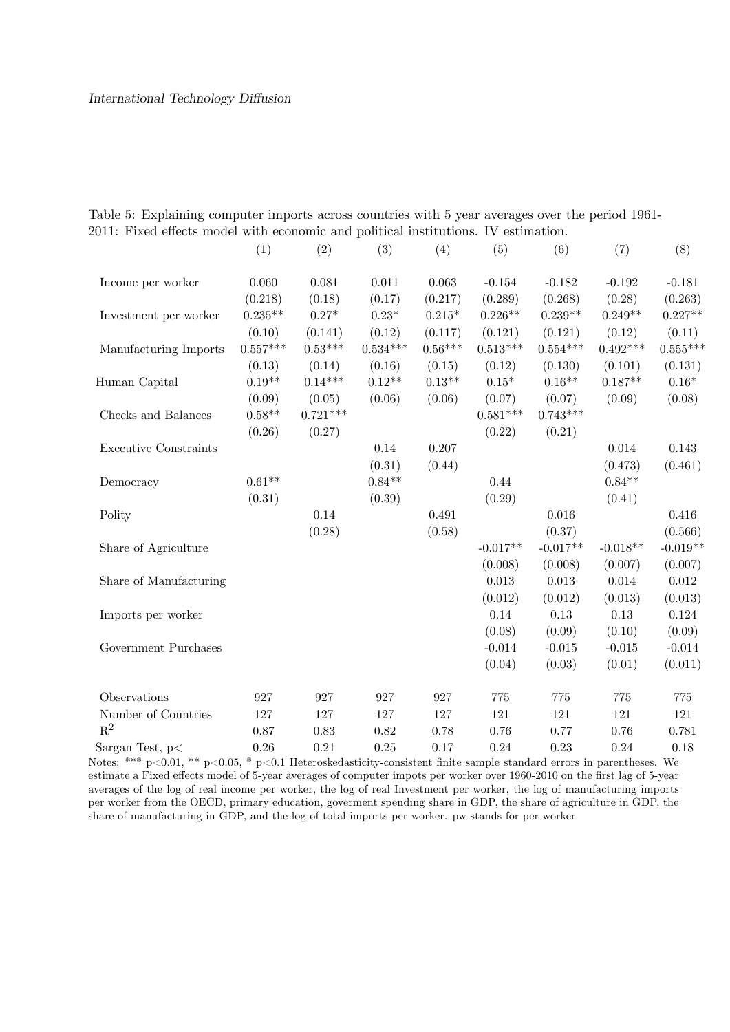Table 5: Explaining computer imports across countries with 5 year averages over the period 1961-2011: Fixed effects model with economic and political institutions. IV estimation.

| | (1) | (2) | (3) | (4) | (5) | (6) | (7) | (8) |
|---|---|---|---|---|---|---|---|---|
| Income per worker | 0.060 | 0.081 | 0.011 | 0.063 | -0.154 | -0.182 | -0.192 | -0.181 |
| | (0.218) | (0.18) | (0.17) | (0.217) | (0.289) | (0.268) | (0.28) | (0.263) |
| Investment per worker | 0.235** | 0.27* | 0.23* | 0.215* | 0.226** | 0.239** | 0.249** | 0.227** |
| | (0.10) | (0.141) | (0.12) | (0.117) | (0.121) | (0.121) | (0.12) | (0.11) |
| Manufacturing Imports | 0.557*** | 0.53*** | 0.534*** | 0.56*** | 0.513*** | 0.554*** | 0.492*** | 0.555*** |
| | (0.13) | (0.14) | (0.16) | (0.15) | (0.12) | (0.130) | (0.101) | (0.131) |
| Human Capital | 0.19** | 0.14*** | 0.12** | 0.13** | 0.15* | 0.16** | 0.187** | 0.16* |
| | (0.09) | (0.05) | (0.06) | (0.06) | (0.07) | (0.07) | (0.09) | (0.08) |
| Checks and Balances | 0.58** | 0.721*** | | | 0.581*** | 0.743*** | | |
| | (0.26) | (0.27) | | | (0.22) | (0.21) | | |
| Executive Constraints | | | 0.14 | 0.207 | | | 0.014 | 0.143 |
| | | | (0.31) | (0.44) | | | (0.473) | (0.461) |
| Democracy | 0.61** | | 0.84** | | 0.44 | | 0.84** | |
| | (0.31) | | (0.39) | | (0.29) | | (0.41) | |
| Polity | | 0.14 | | 0.491 | | 0.016 | | 0.416 |
| | | (0.28) | | (0.58) | | (0.37) | | (0.566) |
| Share of Agriculture | | | | | -0.017** | -0.017** | -0.018** | -0.019** |
| | | | | | (0.008) | (0.008) | (0.007) | (0.007) |
| Share of Manufacturing | | | | | 0.013 | 0.013 | 0.014 | 0.012 |
| | | | | | (0.012) | (0.012) | (0.013) | (0.013) |
| Imports per worker | | | | | 0.14 | 0.13 | 0.13 | 0.124 |
| | | | | | (0.08) | (0.09) | (0.10) | (0.09) |
| Government Purchases | | | | | -0.014 | -0.015 | -0.015 | -0.014 |
| | | | | | (0.04) | (0.03) | (0.01) | (0.011) |
| Observations | 927 | 927 | 927 | 927 | 775 | 775 | 775 | 775 |
| Number of Countries | 127 | 127 | 127 | 127 | 121 | 121 | 121 | 121 |
| $R^2$ | 0.87 | 0.83 | 0.82 | 0.78 | 0.76 | 0.77 | 0.76 | 0.781 |
| Sargan Test, p< | 0.26 | 0.21 | 0.25 | 0.17 | 0.24 | 0.23 | 0.24 | 0.18 |

Notes: *** p<0.01, ** p<0.05, * p<0.1 Heteroskedasticity-consistent finite sample standard errors in parentheses. We estimate a Fixed effects model of 5-year averages of computer impots per worker over 1960-2010 on the first lag of 5-year averages of the log of real income per worker, the log of real Investment per worker, the log of manufacturing imports per worker from the OECD, primary education, goverment spending share in GDP, the share of agriculture in GDP, the share of manufacturing in GDP, and the log of total imports per worker. pw stands for per worker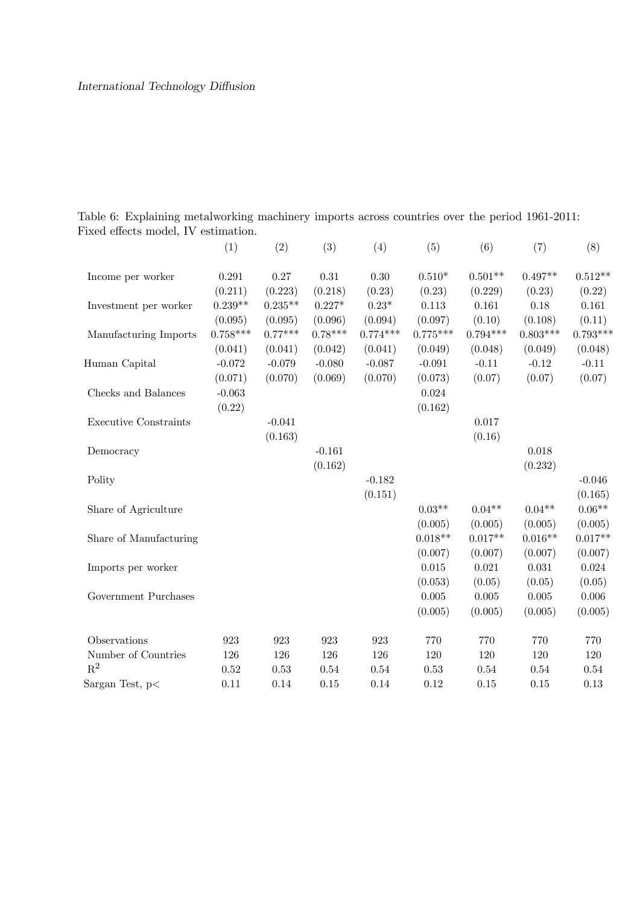Table 6: Explaining metalworking machinery imports across countries over the period 1961-2011: Fixed effects model, IV estimation.

| | (1) | (2) | (3) | (4) | (5) | (6) | (7) | (8) |
|---|---|---|---|---|---|---|---|---|
| Income per worker | 0.291 | 0.27 | 0.31 | 0.30 | 0.510* | 0.501** | 0.497** | 0.512** |
| | (0.211) | (0.223) | (0.218) | (0.23) | (0.23) | (0.229) | (0.23) | (0.22) |
| Investment per worker | 0.239** | 0.235** | 0.227* | 0.23* | 0.113 | 0.161 | 0.18 | 0.161 |
| | (0.095) | (0.095) | (0.096) | (0.094) | (0.097) | (0.10) | (0.108) | (0.11) |
| Manufacturing Imports | 0.758*** | 0.77*** | 0.78*** | 0.774*** | 0.775*** | 0.794*** | 0.803*** | 0.793*** |
| | (0.041) | (0.041) | (0.042) | (0.041) | (0.049) | (0.048) | (0.049) | (0.048) |
| Human Capital | -0.072 | -0.079 | -0.080 | -0.087 | -0.091 | -0.11 | -0.12 | -0.11 |
| | (0.071) | (0.070) | (0.069) | (0.070) | (0.073) | (0.07) | (0.07) | (0.07) |
| Checks and Balances | -0.063 | | | | 0.024 | | | |
| | (0.22) | | | | (0.162) | | | |
| Executive Constraints | | -0.041 | | | | 0.017 | | |
| | | (0.163) | | | | (0.16) | | |
| Democracy | | | -0.161 | | | | 0.018 | |
| | | | (0.162) | | | | (0.232) | |
| Polity | | | | -0.182 | | | | -0.046 |
| | | | | (0.151) | | | | (0.165) |
| Share of Agriculture | | | | | 0.03** | 0.04** | 0.04** | 0.06** |
| | | | | | (0.005) | (0.005) | (0.005) | (0.005) |
| Share of Manufacturing | | | | | 0.018** | 0.017** | 0.016** | 0.017** |
| | | | | | (0.007) | (0.007) | (0.007) | (0.007) |
| Imports per worker | | | | | 0.015 | 0.021 | 0.031 | 0.024 |
| | | | | | (0.053) | (0.05) | (0.05) | (0.05) |
| Government Purchases | | | | | 0.005 | 0.005 | 0.005 | 0.006 |
| | | | | | (0.005) | (0.005) | (0.005) | (0.005) |
| Observations | 923 | 923 | 923 | 923 | 770 | 770 | 770 | 770 |
| Number of Countries | 126 | 126 | 126 | 126 | 120 | 120 | 120 | 120 |
| $R^2$ | 0.52 | 0.53 | 0.54 | 0.54 | 0.53 | 0.54 | 0.54 | 0.54 |
| Sargan Test, p< | 0.11 | 0.14 | 0.15 | 0.14 | 0.12 | 0.15 | 0.15 | 0.13 |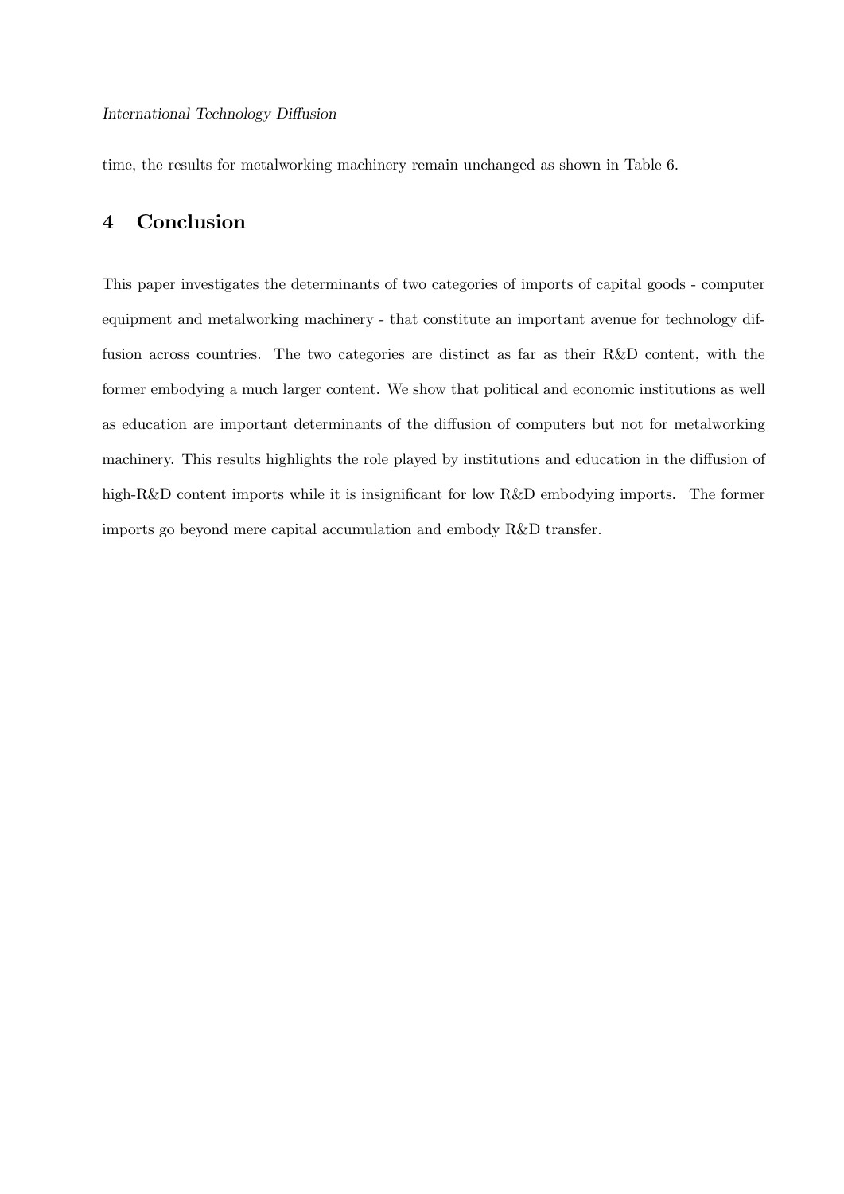time, the results for metalworking machinery remain unchanged as shown in Table 6.

# 4 Conclusion

This paper investigates the determinants of two categories of imports of capital goods - computer equipment and metalworking machinery - that constitute an important avenue for technology diffusion across countries. The two categories are distinct as far as their R&D content, with the former embodying a much larger content. We show that political and economic institutions as well as education are important determinants of the diffusion of computers but not for metalworking machinery. This results highlights the role played by institutions and education in the diffusion of high-R&D content imports while it is insignificant for low R&D embodying imports. The former imports go beyond mere capital accumulation and embody R&D transfer.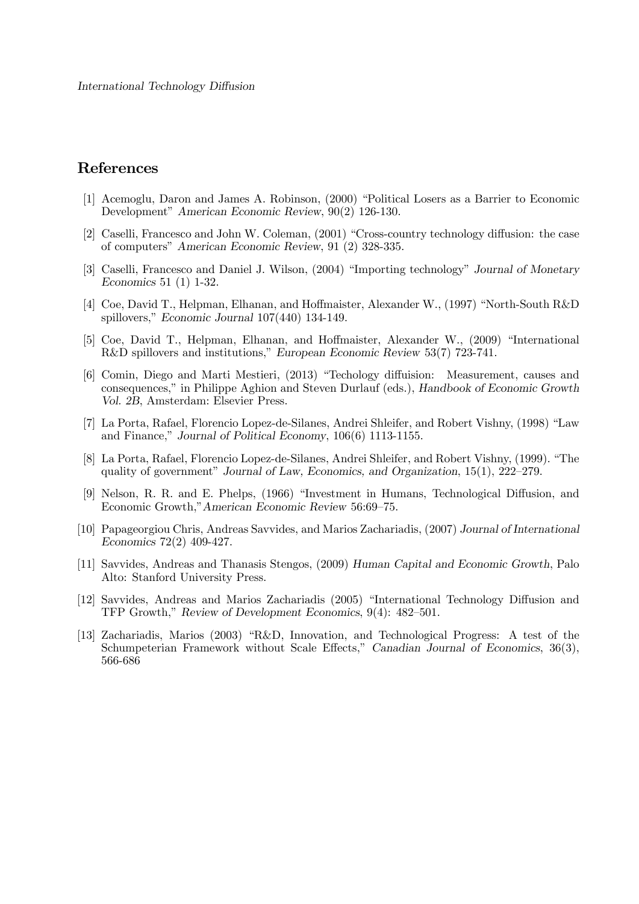## References

[1] Acemoglu, Daron and James A. Robinson, (2000) "Political Losers as a Barrier to Economic Development" *American Economic Review*, 90(2) 126-130.

[2] Caselli, Francesco and John W. Coleman, (2001) "Cross-country technology diffusion: the case of computers" *American Economic Review*, 91 (2) 328-335.

[3] Caselli, Francesco and Daniel J. Wilson, (2004) "Importing technology" *Journal of Monetary Economics* 51 (1) 1-32.

[4] Coe, David T., Helpman, Elhanan, and Hoffmaister, Alexander W., (1997) "North-South R&D spillovers," *Economic Journal* 107(440) 134-149.

[5] Coe, David T., Helpman, Elhanan, and Hoffmaister, Alexander W., (2009) "International R&D spillovers and institutions," *European Economic Review* 53(7) 723-741.

[6] Comin, Diego and Marti Mestieri, (2013) "Techology diffuision: Measurement, causes and consequences," in Philippe Aghion and Steven Durlauf (eds.), *Handbook of Economic Growth Vol. 2B*, Amsterdam: Elsevier Press.

[7] La Porta, Rafael, Florencio Lopez-de-Silanes, Andrei Shleifer, and Robert Vishny, (1998) "Law and Finance," *Journal of Political Economy*, 106(6) 1113-1155.

[8] La Porta, Rafael, Florencio Lopez-de-Silanes, Andrei Shleifer, and Robert Vishny, (1999). "The quality of government" *Journal of Law, Economics, and Organization*, 15(1), 222–279.

[9] Nelson, R. R. and E. Phelps, (1966) "Investment in Humans, Technological Diffusion, and Economic Growth,"*American Economic Review* 56:69–75.

[10] Papageorgiou Chris, Andreas Savvides, and Marios Zachariadis, (2007) *Journal of International Economics* 72(2) 409-427.

[11] Savvides, Andreas and Thanasis Stengos, (2009) *Human Capital and Economic Growth*, Palo Alto: Stanford University Press.

[12] Savvides, Andreas and Marios Zachariadis (2005) "International Technology Diffusion and TFP Growth," *Review of Development Economics*, 9(4): 482–501.

[13] Zachariadis, Marios (2003) "R&D, Innovation, and Technological Progress: A test of the Schumpeterian Framework without Scale Effects," *Canadian Journal of Economics*, 36(3), 566-686